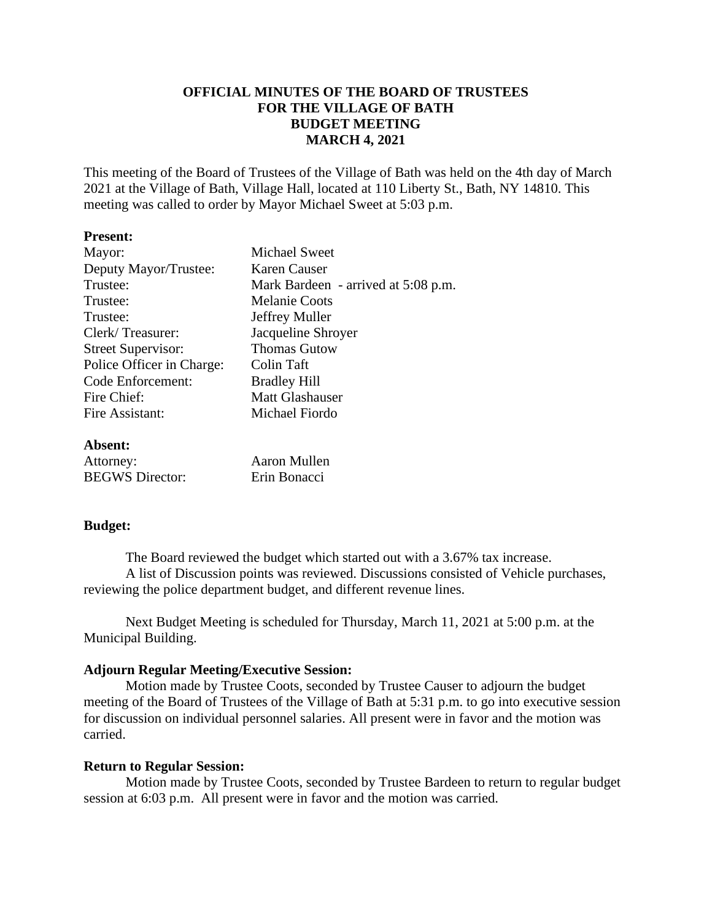**OFFICIAL MINUTES OF THE BOARD OF TRUSTEES**
**FOR THE VILLAGE OF BATH**
**BUDGET MEETING**
**MARCH 4, 2021**

This meeting of the Board of Trustees of the Village of Bath was held on the 4th day of March 2021 at the Village of Bath, Village Hall, located at 110 Liberty St., Bath, NY 14810. This meeting was called to order by Mayor Michael Sweet at 5:03 p.m.

**Present:**

| | |
|---|---|
| Mayor: | Michael Sweet |
| Deputy Mayor/Trustee: | Karen Causer |
| Trustee: | Mark Bardeen - arrived at 5:08 p.m. |
| Trustee: | Melanie Coots |
| Trustee: | Jeffrey Muller |
| Clerk/ Treasurer: | Jacqueline Shroyer |
| Street Supervisor: | Thomas Gutow |
| Police Officer in Charge: | Colin Taft |
| Code Enforcement: | Bradley Hill |
| Fire Chief: | Matt Glashauser |
| Fire Assistant: | Michael Fiordo |

**Absent:**

| | |
|---|---|
| Attorney: | Aaron Mullen |
| BEGWS Director: | Erin Bonacci |

**Budget:**

The Board reviewed the budget which started out with a 3.67% tax increase.
A list of Discussion points was reviewed. Discussions consisted of Vehicle purchases, reviewing the police department budget, and different revenue lines.

Next Budget Meeting is scheduled for Thursday, March 11, 2021 at 5:00 p.m. at the Municipal Building.

**Adjourn Regular Meeting/Executive Session:**

Motion made by Trustee Coots, seconded by Trustee Causer to adjourn the budget meeting of the Board of Trustees of the Village of Bath at 5:31 p.m. to go into executive session for discussion on individual personnel salaries. All present were in favor and the motion was carried.

**Return to Regular Session:**

Motion made by Trustee Coots, seconded by Trustee Bardeen to return to regular budget session at 6:03 p.m. All present were in favor and the motion was carried.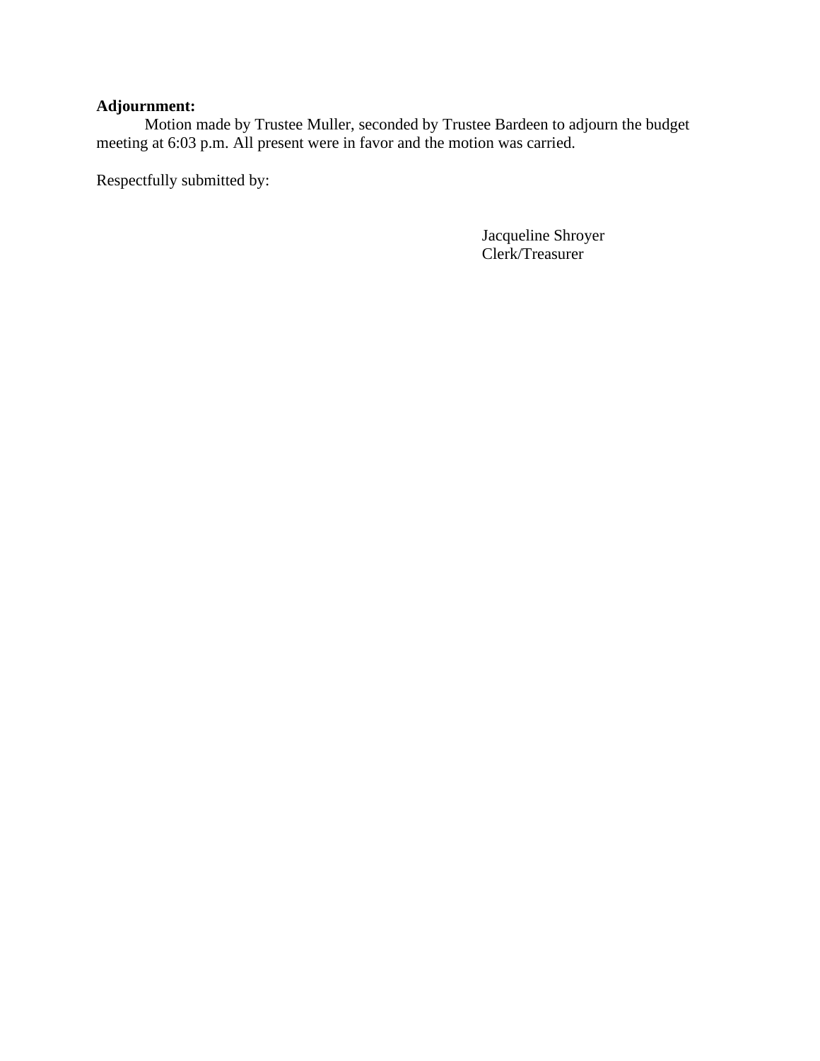**Adjournment:**

Motion made by Trustee Muller, seconded by Trustee Bardeen to adjourn the budget meeting at 6:03 p.m. All present were in favor and the motion was carried.

Respectfully submitted by:

Jacqueline Shroyer
Clerk/Treasurer